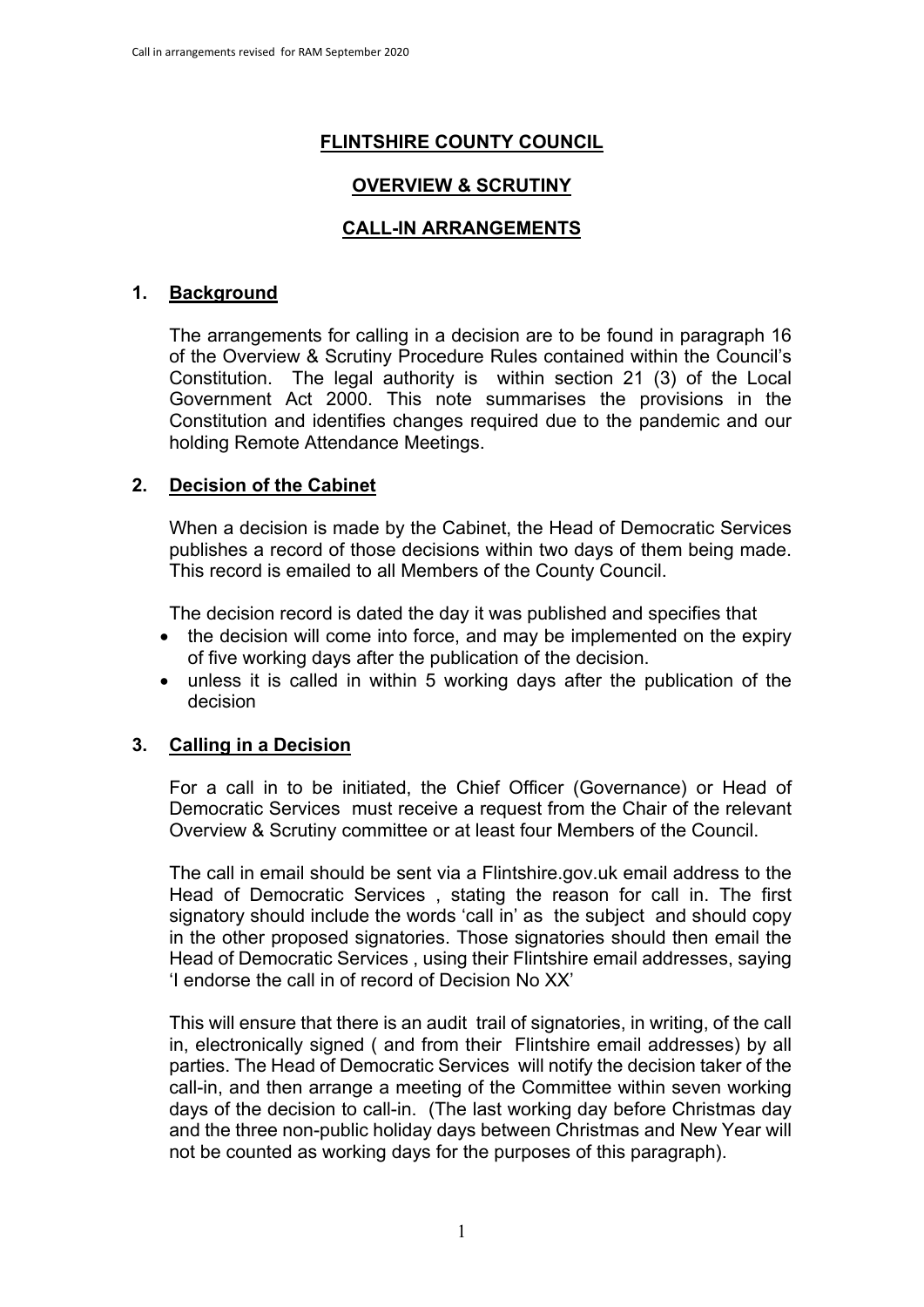# FLINTSHIRE COUNTY COUNCIL

## OVERVIEW & SCRUTINY

## CALL-IN ARRANGEMENTS

### 1. Background

The arrangements for calling in a decision are to be found in paragraph 16 of the Overview & Scrutiny Procedure Rules contained within the Council's Constitution. The legal authority is within section 21 (3) of the Local Government Act 2000. This note summarises the provisions in the Constitution and identifies changes required due to the pandemic and our holding Remote Attendance Meetings.

### 2. Decision of the Cabinet

When a decision is made by the Cabinet, the Head of Democratic Services publishes a record of those decisions within two days of them being made. This record is emailed to all Members of the County Council.

The decision record is dated the day it was published and specifies that

- the decision will come into force, and may be implemented on the expiry of five working days after the publication of the decision.
- unless it is called in within 5 working days after the publication of the decision

### 3. Calling in a Decision

For a call in to be initiated, the Chief Officer (Governance) or Head of Democratic Services must receive a request from the Chair of the relevant Overview & Scrutiny committee or at least four Members of the Council.

The call in email should be sent via a Flintshire.gov.uk email address to the Head of Democratic Services , stating the reason for call in. The first signatory should include the words 'call in' as the subject and should copy in the other proposed signatories. Those signatories should then email the Head of Democratic Services , using their Flintshire email addresses, saying 'I endorse the call in of record of Decision No XX'

This will ensure that there is an audit trail of signatories, in writing, of the call in, electronically signed ( and from their Flintshire email addresses) by all parties. The Head of Democratic Services will notify the decision taker of the call-in, and then arrange a meeting of the Committee within seven working days of the decision to call-in. (The last working day before Christmas day and the three non-public holiday days between Christmas and New Year will not be counted as working days for the purposes of this paragraph).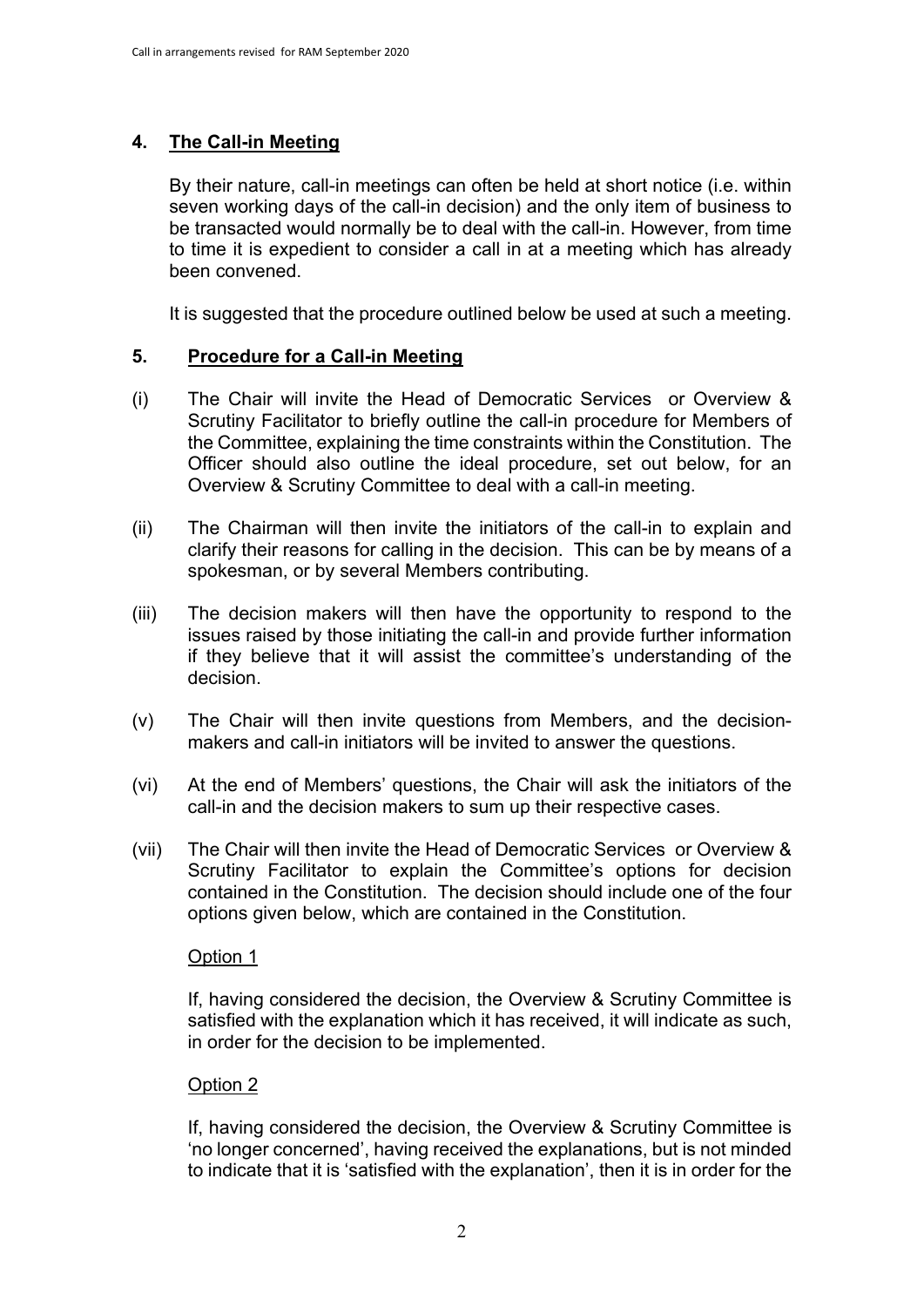## 4. The Call-in Meeting

By their nature, call-in meetings can often be held at short notice (i.e. within seven working days of the call-in decision) and the only item of business to be transacted would normally be to deal with the call-in. However, from time to time it is expedient to consider a call in at a meeting which has already been convened.

It is suggested that the procedure outlined below be used at such a meeting.

## 5. Procedure for a Call-in Meeting

(i) The Chair will invite the Head of Democratic Services or Overview & Scrutiny Facilitator to briefly outline the call-in procedure for Members of the Committee, explaining the time constraints within the Constitution. The Officer should also outline the ideal procedure, set out below, for an Overview & Scrutiny Committee to deal with a call-in meeting.

(ii) The Chairman will then invite the initiators of the call-in to explain and clarify their reasons for calling in the decision. This can be by means of a spokesman, or by several Members contributing.

(iii) The decision makers will then have the opportunity to respond to the issues raised by those initiating the call-in and provide further information if they believe that it will assist the committee's understanding of the decision.

(v) The Chair will then invite questions from Members, and the decision-makers and call-in initiators will be invited to answer the questions.

(vi) At the end of Members' questions, the Chair will ask the initiators of the call-in and the decision makers to sum up their respective cases.

(vii) The Chair will then invite the Head of Democratic Services or Overview & Scrutiny Facilitator to explain the Committee's options for decision contained in the Constitution. The decision should include one of the four options given below, which are contained in the Constitution.

Option 1

If, having considered the decision, the Overview & Scrutiny Committee is satisfied with the explanation which it has received, it will indicate as such, in order for the decision to be implemented.

Option 2

If, having considered the decision, the Overview & Scrutiny Committee is 'no longer concerned', having received the explanations, but is not minded to indicate that it is 'satisfied with the explanation', then it is in order for the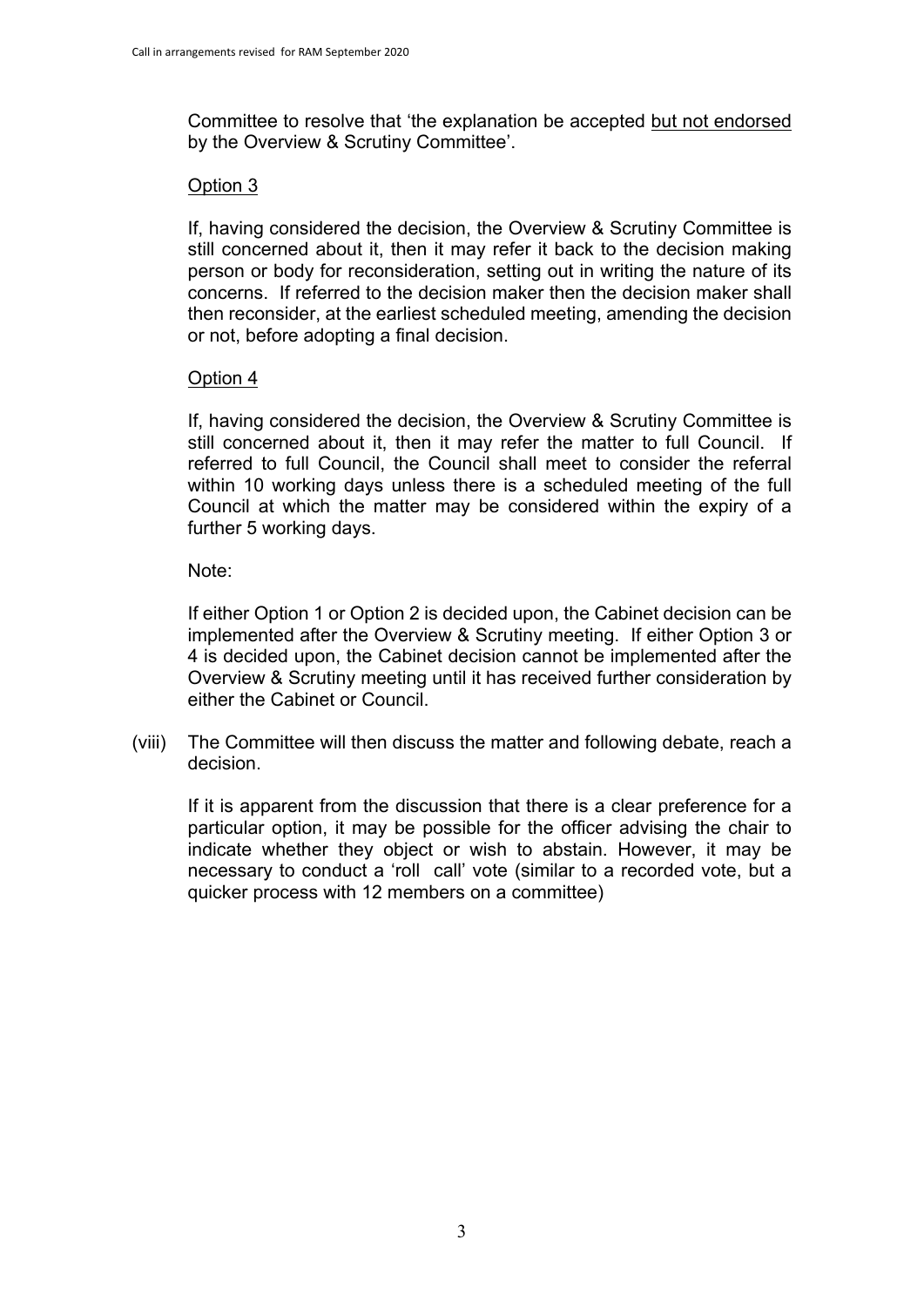Committee to resolve that 'the explanation be accepted <u>but not endorsed</u> by the Overview & Scrutiny Committee'.

<u>Option 3</u>

If, having considered the decision, the Overview & Scrutiny Committee is still concerned about it, then it may refer it back to the decision making person or body for reconsideration, setting out in writing the nature of its concerns. If referred to the decision maker then the decision maker shall then reconsider, at the earliest scheduled meeting, amending the decision or not, before adopting a final decision.

<u>Option 4</u>

If, having considered the decision, the Overview & Scrutiny Committee is still concerned about it, then it may refer the matter to full Council. If referred to full Council, the Council shall meet to consider the referral within 10 working days unless there is a scheduled meeting of the full Council at which the matter may be considered within the expiry of a further 5 working days.

Note:

If either Option 1 or Option 2 is decided upon, the Cabinet decision can be implemented after the Overview & Scrutiny meeting. If either Option 3 or 4 is decided upon, the Cabinet decision cannot be implemented after the Overview & Scrutiny meeting until it has received further consideration by either the Cabinet or Council.

(viii) The Committee will then discuss the matter and following debate, reach a decision.

If it is apparent from the discussion that there is a clear preference for a particular option, it may be possible for the officer advising the chair to indicate whether they object or wish to abstain. However, it may be necessary to conduct a 'roll call' vote (similar to a recorded vote, but a quicker process with 12 members on a committee)